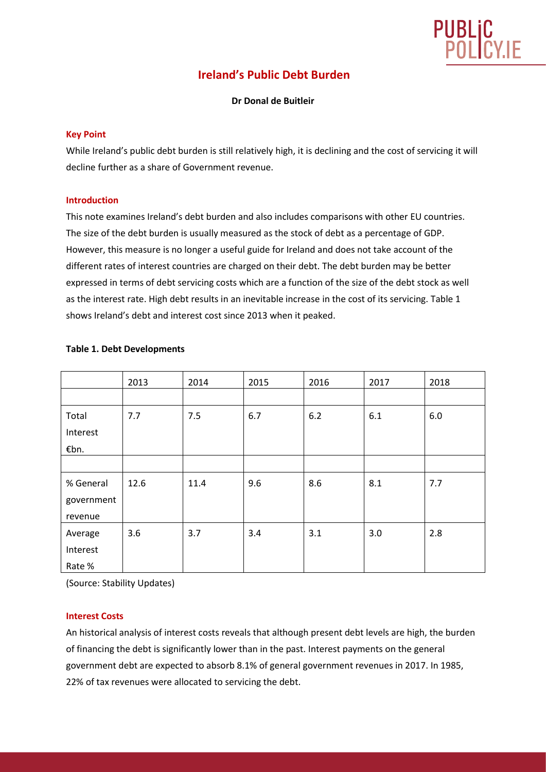# Ireland's Public Debt Burden

**Dr Donal de Buitleir**

## Key Point

While Ireland's public debt burden is still relatively high, it is declining and the cost of servicing it will decline further as a share of Government revenue.

## Introduction

This note examines Ireland's debt burden and also includes comparisons with other EU countries. The size of the debt burden is usually measured as the stock of debt as a percentage of GDP. However, this measure is no longer a useful guide for Ireland and does not take account of the different rates of interest countries are charged on their debt. The debt burden may be better expressed in terms of debt servicing costs which are a function of the size of the debt stock as well as the interest rate. High debt results in an inevitable increase in the cost of its servicing. Table 1 shows Ireland's debt and interest cost since 2013 when it peaked.

**Table 1. Debt Developments**

| | 2013 | 2014 | 2015 | 2016 | 2017 | 2018 |
|---|---|---|---|---|---|---|
| | | | | | | |
| Total Interest €bn. | 7.7 | 7.5 | 6.7 | 6.2 | 6.1 | 6.0 |
| | | | | | | |
| % General government revenue | 12.6 | 11.4 | 9.6 | 8.6 | 8.1 | 7.7 |
| Average Interest Rate % | 3.6 | 3.7 | 3.4 | 3.1 | 3.0 | 2.8 |

(Source: Stability Updates)

## Interest Costs

An historical analysis of interest costs reveals that although present debt levels are high, the burden of financing the debt is significantly lower than in the past. Interest payments on the general government debt are expected to absorb 8.1% of general government revenues in 2017. In 1985, 22% of tax revenues were allocated to servicing the debt.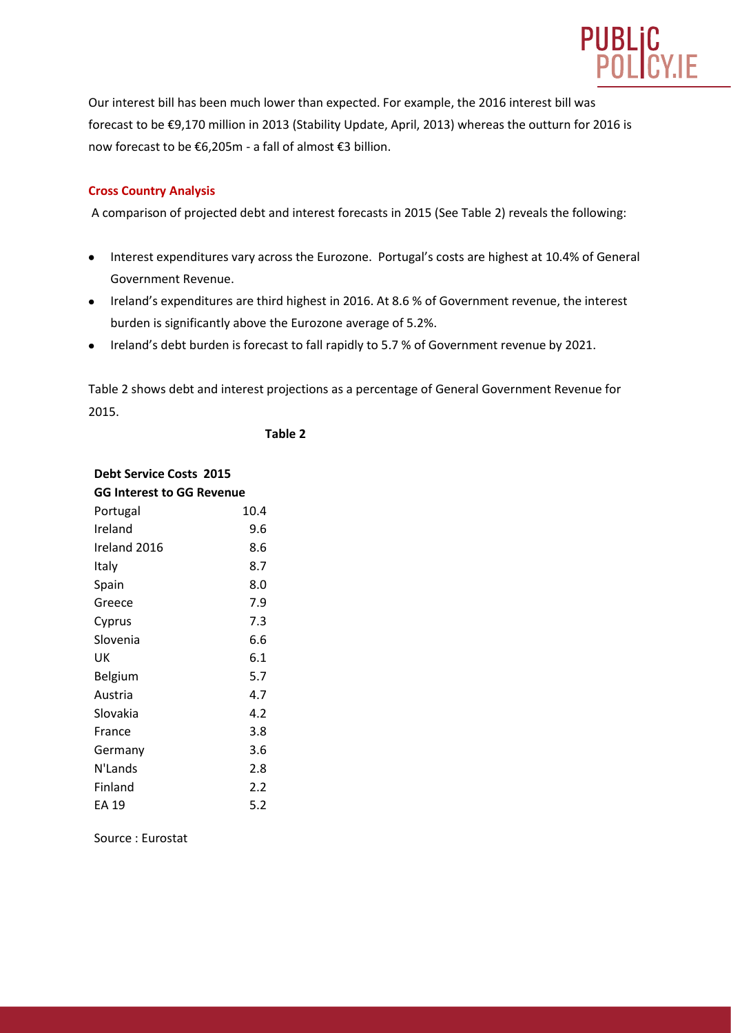Our interest bill has been much lower than expected. For example, the 2016 interest bill was forecast to be €9,170 million in 2013 (Stability Update, April, 2013) whereas the outturn for 2016 is now forecast to be €6,205m - a fall of almost €3 billion.

### Cross Country Analysis

A comparison of projected debt and interest forecasts in 2015 (See Table 2) reveals the following:

- Interest expenditures vary across the Eurozone. Portugal's costs are highest at 10.4% of General Government Revenue.
- Ireland's expenditures are third highest in 2016. At 8.6 % of Government revenue, the interest burden is significantly above the Eurozone average of 5.2%.
- Ireland's debt burden is forecast to fall rapidly to 5.7 % of Government revenue by 2021.

Table 2 shows debt and interest projections as a percentage of General Government Revenue for 2015.

**Table 2**

| **Debt Service Costs 2015** | |
|---|---|
| **GG Interest to GG Revenue** | |
| Portugal | 10.4 |
| Ireland | 9.6 |
| Ireland 2016 | 8.6 |
| Italy | 8.7 |
| Spain | 8.0 |
| Greece | 7.9 |
| Cyprus | 7.3 |
| Slovenia | 6.6 |
| UK | 6.1 |
| Belgium | 5.7 |
| Austria | 4.7 |
| Slovakia | 4.2 |
| France | 3.8 |
| Germany | 3.6 |
| N'Lands | 2.8 |
| Finland | 2.2 |
| EA 19 | 5.2 |

Source : Eurostat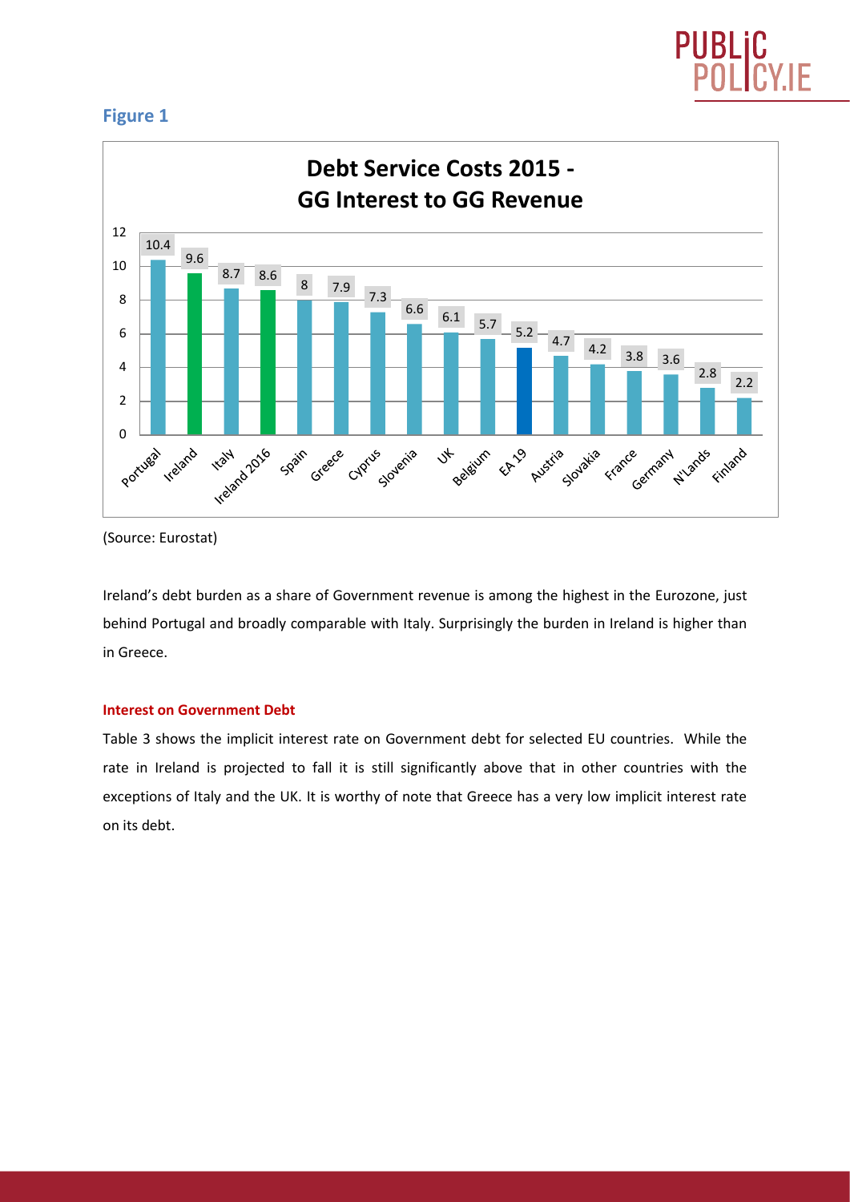## Figure 1

**Debt Service Costs 2015 - GG Interest to GG Revenue**

| Country | Value |
|---|---|
| Portugal | 10.4 |
| Ireland | 9.6 |
| Italy | 8.7 |
| Ireland 2016 | 8.6 |
| Spain | 8 |
| Greece | 7.9 |
| Cyprus | 7.3 |
| Slovenia | 6.6 |
| UK | 6.1 |
| Belgium | 5.7 |
| EA 19 | 5.2 |
| Austria | 4.7 |
| Slovakia | 4.2 |
| France | 3.8 |
| Germany | 3.6 |
| N'Lands | 2.8 |
| Finland | 2.2 |

(Source: Eurostat)

Ireland's debt burden as a share of Government revenue is among the highest in the Eurozone, just behind Portugal and broadly comparable with Italy. Surprisingly the burden in Ireland is higher than in Greece.

#### Interest on Government Debt

Table 3 shows the implicit interest rate on Government debt for selected EU countries. While the rate in Ireland is projected to fall it is still significantly above that in other countries with the exceptions of Italy and the UK. It is worthy of note that Greece has a very low implicit interest rate on its debt.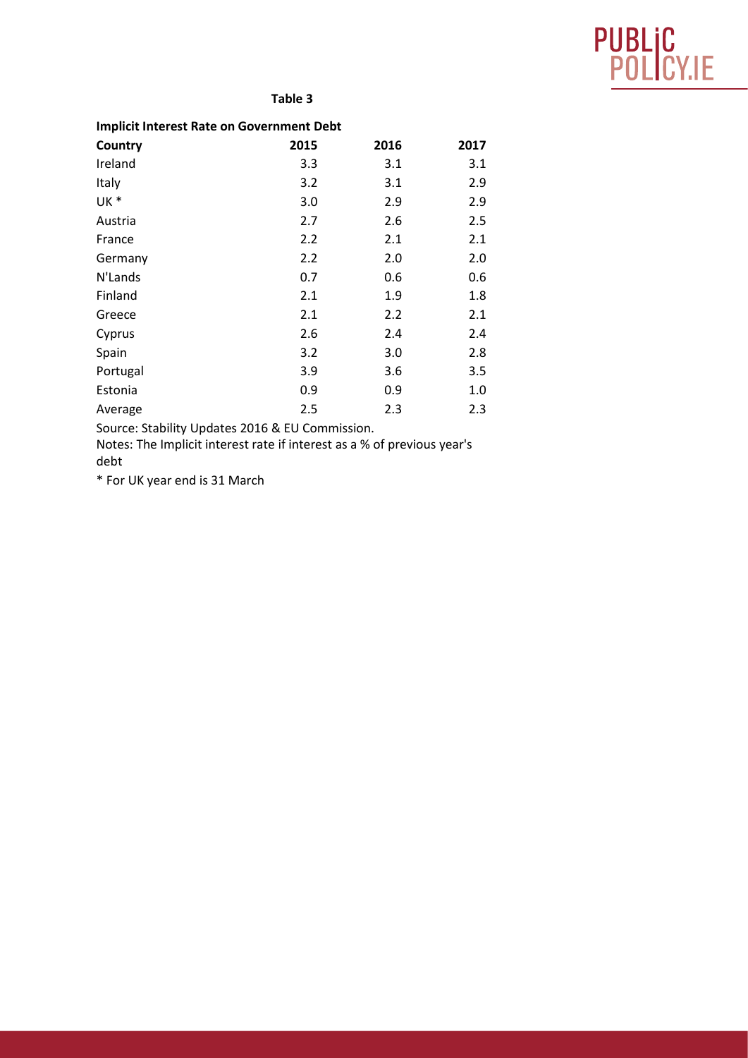**Table 3**

**Implicit Interest Rate on Government Debt**

| **Country** | **2015** | **2016** | **2017** |
|---|---|---|---|
| Ireland | 3.3 | 3.1 | 3.1 |
| Italy | 3.2 | 3.1 | 2.9 |
| UK * | 3.0 | 2.9 | 2.9 |
| Austria | 2.7 | 2.6 | 2.5 |
| France | 2.2 | 2.1 | 2.1 |
| Germany | 2.2 | 2.0 | 2.0 |
| N'Lands | 0.7 | 0.6 | 0.6 |
| Finland | 2.1 | 1.9 | 1.8 |
| Greece | 2.1 | 2.2 | 2.1 |
| Cyprus | 2.6 | 2.4 | 2.4 |
| Spain | 3.2 | 3.0 | 2.8 |
| Portugal | 3.9 | 3.6 | 3.5 |
| Estonia | 0.9 | 0.9 | 1.0 |
| Average | 2.5 | 2.3 | 2.3 |

Source: Stability Updates 2016 & EU Commission.

Notes: The Implicit interest rate if interest as a % of previous year's debt

* For UK year end is 31 March